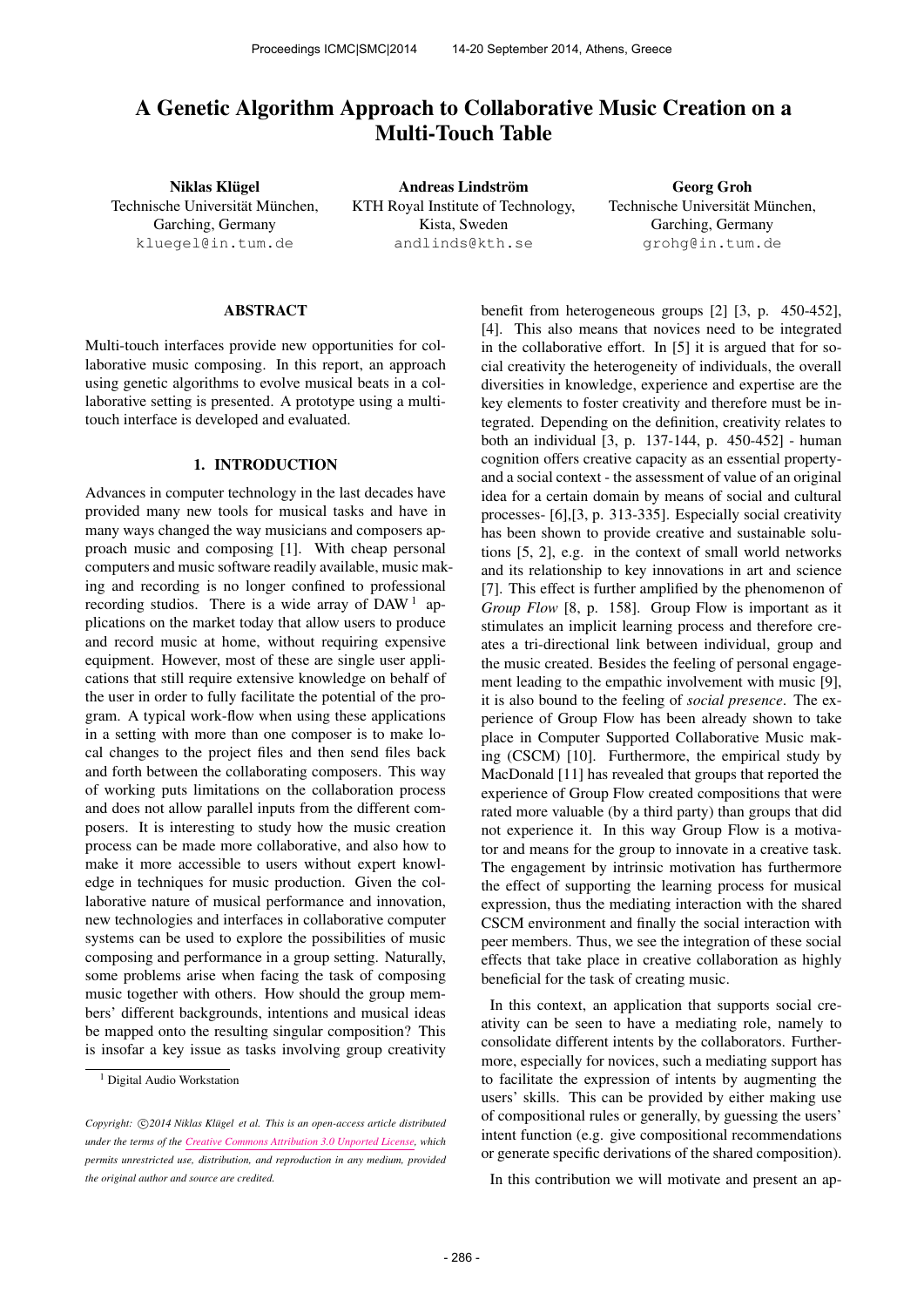# A Genetic Algorithm Approach to Collaborative Music Creation on a Multi-Touch Table

**Niklas Klügel**
Technische Universität München,
Garching, Germany
kluegel@in.tum.de

**Andreas Lindström**
KTH Royal Institute of Technology,
Kista, Sweden
andlinds@kth.se

**Georg Groh**
Technische Universität München,
Garching, Germany
grohg@in.tum.de

## ABSTRACT

Multi-touch interfaces provide new opportunities for collaborative music composing. In this report, an approach using genetic algorithms to evolve musical beats in a collaborative setting is presented. A prototype using a multi-touch interface is developed and evaluated.

## 1. INTRODUCTION

Advances in computer technology in the last decades have provided many new tools for musical tasks and have in many ways changed the way musicians and composers approach music and composing [1]. With cheap personal computers and music software readily available, music making and recording is no longer confined to professional recording studios. There is a wide array of DAW [1] applications on the market today that allow users to produce and record music at home, without requiring expensive equipment. However, most of these are single user applications that still require extensive knowledge on behalf of the user in order to fully facilitate the potential of the program. A typical work-flow when using these applications in a setting with more than one composer is to make local changes to the project files and then send files back and forth between the collaborating composers. This way of working puts limitations on the collaboration process and does not allow parallel inputs from the different composers. It is interesting to study how the music creation process can be made more collaborative, and also how to make it more accessible to users without expert knowledge in techniques for music production. Given the collaborative nature of musical performance and innovation, new technologies and interfaces in collaborative computer systems can be used to explore the possibilities of music composing and performance in a group setting. Naturally, some problems arise when facing the task of composing music together with others. How should the group members' different backgrounds, intentions and musical ideas be mapped onto the resulting singular composition? This is insofar a key issue as tasks involving group creativity benefit from heterogeneous groups [2] [3, p. 450-452], [4]. This also means that novices need to be integrated in the collaborative effort. In [5] it is argued that for social creativity the heterogeneity of individuals, the overall diversities in knowledge, experience and expertise are the key elements to foster creativity and therefore must be integrated. Depending on the definition, creativity relates to both an individual [3, p. 137-144, p. 450-452] - human cognition offers creative capacity as an essential property- and a social context - the assessment of value of an original idea for a certain domain by means of social and cultural processes- [6],[3, p. 313-335]. Especially social creativity has been shown to provide creative and sustainable solutions [5, 2], e.g. in the context of small world networks and its relationship to key innovations in art and science [7]. This effect is further amplified by the phenomenon of *Group Flow* [8, p. 158]. Group Flow is important as it stimulates an implicit learning process and therefore creates a tri-directional link between individual, group and the music created. Besides the feeling of personal engagement leading to the empathic involvement with music [9], it is also bound to the feeling of *social presence*. The experience of Group Flow has been already shown to take place in Computer Supported Collaborative Music making (CSCM) [10]. Furthermore, the empirical study by MacDonald [11] has revealed that groups that reported the experience of Group Flow created compositions that were rated more valuable (by a third party) than groups that did not experience it. In this way Group Flow is a motivator and means for the group to innovate in a creative task. The engagement by intrinsic motivation has furthermore the effect of supporting the learning process for musical expression, thus the mediating interaction with the shared CSCM environment and finally the social interaction with peer members. Thus, we see the integration of these social effects that take place in creative collaboration as highly beneficial for the task of creating music.

In this context, an application that supports social creativity can be seen to have a mediating role, namely to consolidate different intents by the collaborators. Furthermore, especially for novices, such a mediating support has to facilitate the expression of intents by augmenting the users' skills. This can be provided by either making use of compositional rules or generally, by guessing the users' intent function (e.g. give compositional recommendations or generate specific derivations of the shared composition).

In this contribution we will motivate and present an ap-

[1] Digital Audio Workstation

*Copyright: ©2014 Niklas Klügel et al. This is an open-access article distributed under the terms of the Creative Commons Attribution 3.0 Unported License, which permits unrestricted use, distribution, and reproduction in any medium, provided the original author and source are credited.*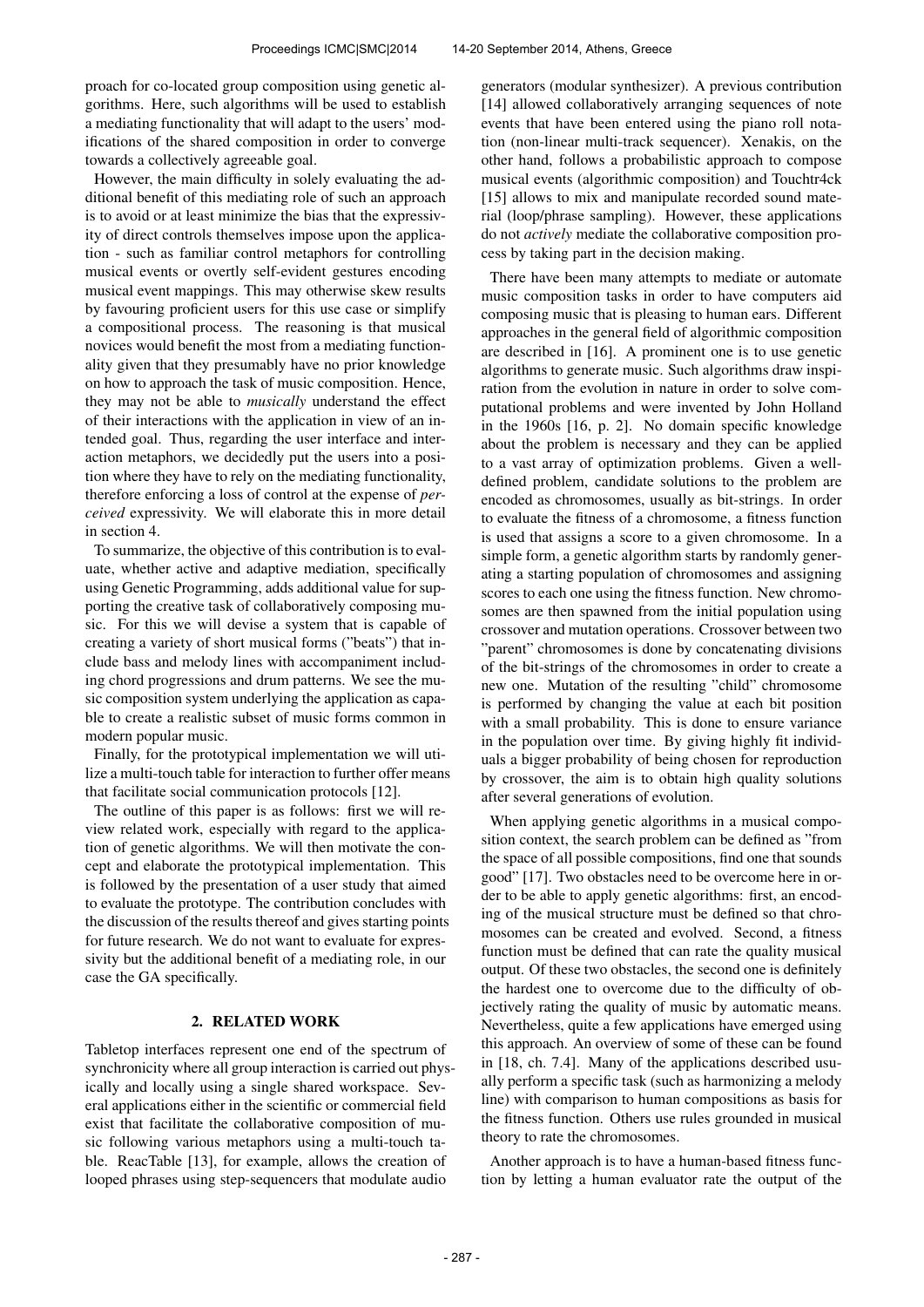proach for co-located group composition using genetic algorithms. Here, such algorithms will be used to establish a mediating functionality that will adapt to the users' modifications of the shared composition in order to converge towards a collectively agreeable goal.

However, the main difficulty in solely evaluating the additional benefit of this mediating role of such an approach is to avoid or at least minimize the bias that the expressivity of direct controls themselves impose upon the application - such as familiar control metaphors for controlling musical events or overtly self-evident gestures encoding musical event mappings. This may otherwise skew results by favouring proficient users for this use case or simplify a compositional process. The reasoning is that musical novices would benefit the most from a mediating functionality given that they presumably have no prior knowledge on how to approach the task of music composition. Hence, they may not be able to *musically* understand the effect of their interactions with the application in view of an intended goal. Thus, regarding the user interface and interaction metaphors, we decidedly put the users into a position where they have to rely on the mediating functionality, therefore enforcing a loss of control at the expense of *perceived* expressivity. We will elaborate this in more detail in section 4.

To summarize, the objective of this contribution is to evaluate, whether active and adaptive mediation, specifically using Genetic Programming, adds additional value for supporting the creative task of collaboratively composing music. For this we will devise a system that is capable of creating a variety of short musical forms ("beats") that include bass and melody lines with accompaniment including chord progressions and drum patterns. We see the music composition system underlying the application as capable to create a realistic subset of music forms common in modern popular music.

Finally, for the prototypical implementation we will utilize a multi-touch table for interaction to further offer means that facilitate social communication protocols [12].

The outline of this paper is as follows: first we will review related work, especially with regard to the application of genetic algorithms. We will then motivate the concept and elaborate the prototypical implementation. This is followed by the presentation of a user study that aimed to evaluate the prototype. The contribution concludes with the discussion of the results thereof and gives starting points for future research. We do not want to evaluate for expressivity but the additional benefit of a mediating role, in our case the GA specifically.

## 2. RELATED WORK

Tabletop interfaces represent one end of the spectrum of synchronicity where all group interaction is carried out physically and locally using a single shared workspace. Several applications either in the scientific or commercial field exist that facilitate the collaborative composition of music following various metaphors using a multi-touch table. ReacTable [13], for example, allows the creation of looped phrases using step-sequencers that modulate audio generators (modular synthesizer). A previous contribution [14] allowed collaboratively arranging sequences of note events that have been entered using the piano roll notation (non-linear multi-track sequencer). Xenakis, on the other hand, follows a probabilistic approach to compose musical events (algorithmic composition) and Touchtr4ck [15] allows to mix and manipulate recorded sound material (loop/phrase sampling). However, these applications do not *actively* mediate the collaborative composition process by taking part in the decision making.

There have been many attempts to mediate or automate music composition tasks in order to have computers aid composing music that is pleasing to human ears. Different approaches in the general field of algorithmic composition are described in [16]. A prominent one is to use genetic algorithms to generate music. Such algorithms draw inspiration from the evolution in nature in order to solve computational problems and were invented by John Holland in the 1960s [16, p. 2]. No domain specific knowledge about the problem is necessary and they can be applied to a vast array of optimization problems. Given a well-defined problem, candidate solutions to the problem are encoded as chromosomes, usually as bit-strings. In order to evaluate the fitness of a chromosome, a fitness function is used that assigns a score to a given chromosome. In a simple form, a genetic algorithm starts by randomly generating a starting population of chromosomes and assigning scores to each one using the fitness function. New chromosomes are then spawned from the initial population using crossover and mutation operations. Crossover between two "parent" chromosomes is done by concatenating divisions of the bit-strings of the chromosomes in order to create a new one. Mutation of the resulting "child" chromosome is performed by changing the value at each bit position with a small probability. This is done to ensure variance in the population over time. By giving highly fit individuals a bigger probability of being chosen for reproduction by crossover, the aim is to obtain high quality solutions after several generations of evolution.

When applying genetic algorithms in a musical composition context, the search problem can be defined as "from the space of all possible compositions, find one that sounds good" [17]. Two obstacles need to be overcome here in order to be able to apply genetic algorithms: first, an encoding of the musical structure must be defined so that chromosomes can be created and evolved. Second, a fitness function must be defined that can rate the quality musical output. Of these two obstacles, the second one is definitely the hardest one to overcome due to the difficulty of objectively rating the quality of music by automatic means. Nevertheless, quite a few applications have emerged using this approach. An overview of some of these can be found in [18, ch. 7.4]. Many of the applications described usually perform a specific task (such as harmonizing a melody line) with comparison to human compositions as basis for the fitness function. Others use rules grounded in musical theory to rate the chromosomes.

Another approach is to have a human-based fitness function by letting a human evaluator rate the output of the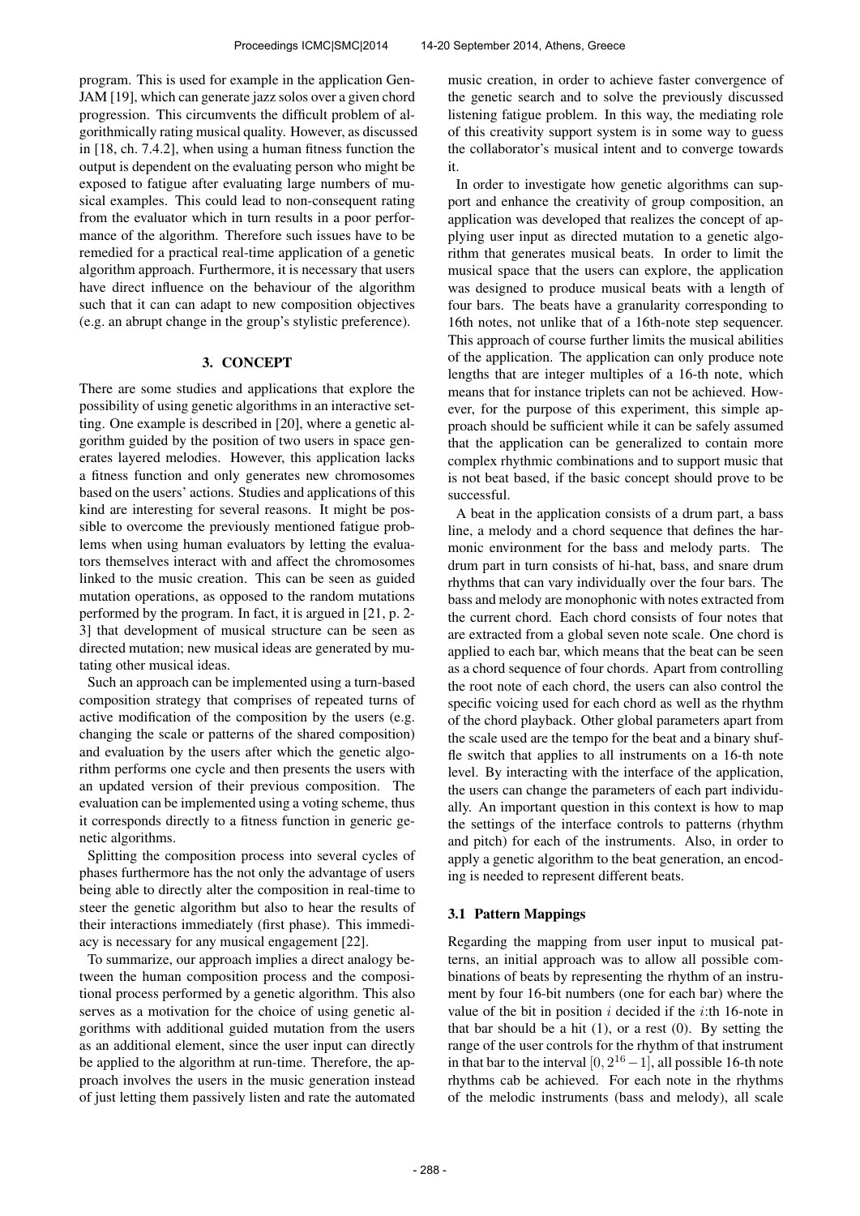program. This is used for example in the application GenJAM [19], which can generate jazz solos over a given chord progression. This circumvents the difficult problem of algorithmically rating musical quality. However, as discussed in [18, ch. 7.4.2], when using a human fitness function the output is dependent on the evaluating person who might be exposed to fatigue after evaluating large numbers of musical examples. This could lead to non-consequent rating from the evaluator which in turn results in a poor performance of the algorithm. Therefore such issues have to be remedied for a practical real-time application of a genetic algorithm approach. Furthermore, it is necessary that users have direct influence on the behaviour of the algorithm such that it can can adapt to new composition objectives (e.g. an abrupt change in the group's stylistic preference).

## 3. CONCEPT

There are some studies and applications that explore the possibility of using genetic algorithms in an interactive setting. One example is described in [20], where a genetic algorithm guided by the position of two users in space generates layered melodies. However, this application lacks a fitness function and only generates new chromosomes based on the users' actions. Studies and applications of this kind are interesting for several reasons. It might be possible to overcome the previously mentioned fatigue problems when using human evaluators by letting the evaluators themselves interact with and affect the chromosomes linked to the music creation. This can be seen as guided mutation operations, as opposed to the random mutations performed by the program. In fact, it is argued in [21, p. 2-3] that development of musical structure can be seen as directed mutation; new musical ideas are generated by mutating other musical ideas.

Such an approach can be implemented using a turn-based composition strategy that comprises of repeated turns of active modification of the composition by the users (e.g. changing the scale or patterns of the shared composition) and evaluation by the users after which the genetic algorithm performs one cycle and then presents the users with an updated version of their previous composition. The evaluation can be implemented using a voting scheme, thus it corresponds directly to a fitness function in generic genetic algorithms.

Splitting the composition process into several cycles of phases furthermore has the not only the advantage of users being able to directly alter the composition in real-time to steer the genetic algorithm but also to hear the results of their interactions immediately (first phase). This immediacy is necessary for any musical engagement [22].

To summarize, our approach implies a direct analogy between the human composition process and the compositional process performed by a genetic algorithm. This also serves as a motivation for the choice of using genetic algorithms with additional guided mutation from the users as an additional element, since the user input can directly be applied to the algorithm at run-time. Therefore, the approach involves the users in the music generation instead of just letting them passively listen and rate the automated music creation, in order to achieve faster convergence of the genetic search and to solve the previously discussed listening fatigue problem. In this way, the mediating role of this creativity support system is in some way to guess the collaborator's musical intent and to converge towards it.

In order to investigate how genetic algorithms can support and enhance the creativity of group composition, an application was developed that realizes the concept of applying user input as directed mutation to a genetic algorithm that generates musical beats. In order to limit the musical space that the users can explore, the application was designed to produce musical beats with a length of four bars. The beats have a granularity corresponding to 16th notes, not unlike that of a 16th-note step sequencer. This approach of course further limits the musical abilities of the application. The application can only produce note lengths that are integer multiples of a 16-th note, which means that for instance triplets can not be achieved. However, for the purpose of this experiment, this simple approach should be sufficient while it can be safely assumed that the application can be generalized to contain more complex rhythmic combinations and to support music that is not beat based, if the basic concept should prove to be successful.

A beat in the application consists of a drum part, a bass line, a melody and a chord sequence that defines the harmonic environment for the bass and melody parts. The drum part in turn consists of hi-hat, bass, and snare drum rhythms that can vary individually over the four bars. The bass and melody are monophonic with notes extracted from the current chord. Each chord consists of four notes that are extracted from a global seven note scale. One chord is applied to each bar, which means that the beat can be seen as a chord sequence of four chords. Apart from controlling the root note of each chord, the users can also control the specific voicing used for each chord as well as the rhythm of the chord playback. Other global parameters apart from the scale used are the tempo for the beat and a binary shuffle switch that applies to all instruments on a 16-th note level. By interacting with the interface of the application, the users can change the parameters of each part individually. An important question in this context is how to map the settings of the interface controls to patterns (rhythm and pitch) for each of the instruments. Also, in order to apply a genetic algorithm to the beat generation, an encoding is needed to represent different beats.

### 3.1 Pattern Mappings

Regarding the mapping from user input to musical patterns, an initial approach was to allow all possible combinations of beats by representing the rhythm of an instrument by four 16-bit numbers (one for each bar) where the value of the bit in position $i$ decided if the $i$:th 16-note in that bar should be a hit (1), or a rest (0). By setting the range of the user controls for the rhythm of that instrument in that bar to the interval $[0, 2^{16} - 1]$, all possible 16-th note rhythms cab be achieved. For each note in the rhythms of the melodic instruments (bass and melody), all scale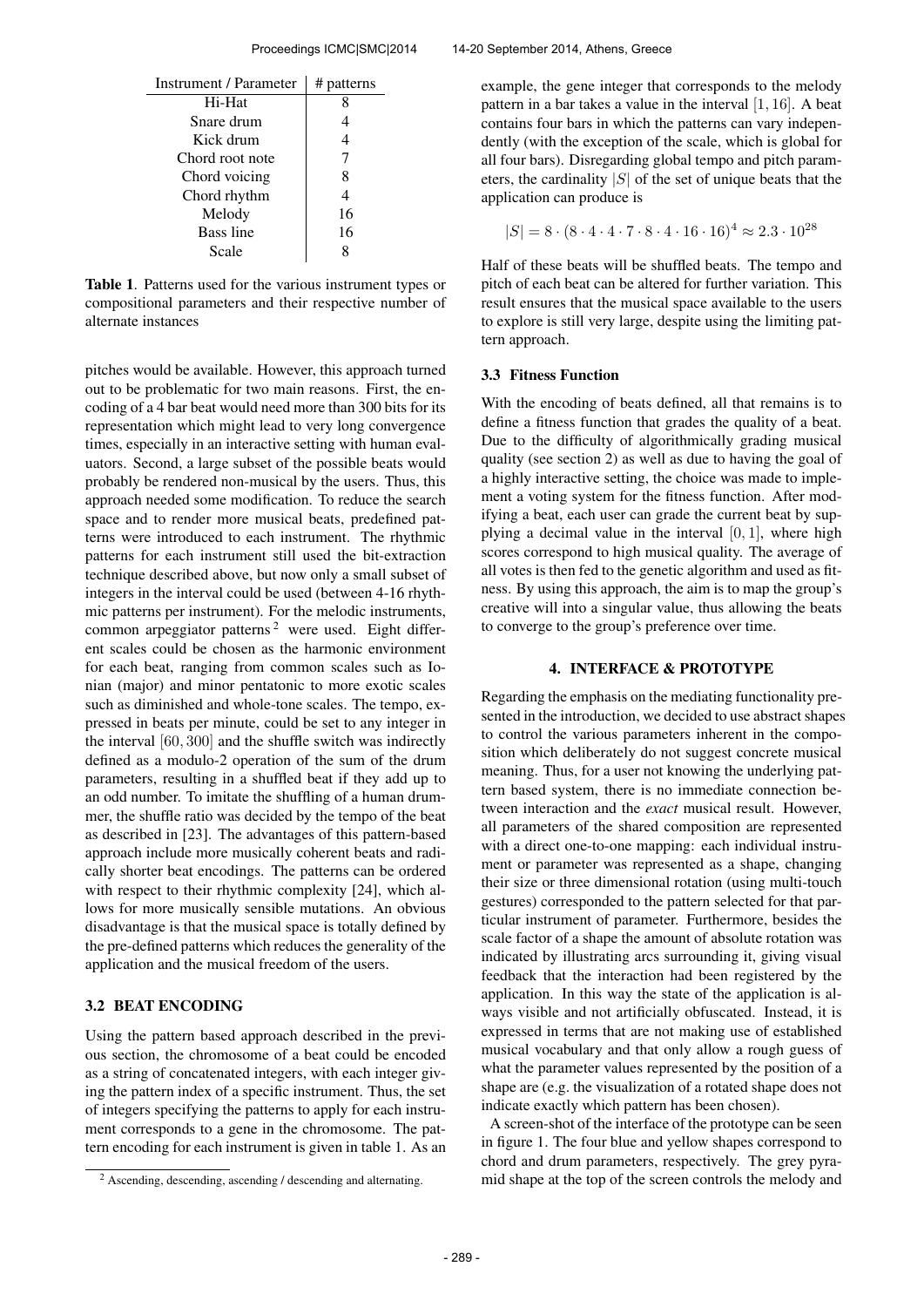| Instrument / Parameter | # patterns |
|---|---|
| Hi-Hat | 8 |
| Snare drum | 4 |
| Kick drum | 4 |
| Chord root note | 7 |
| Chord voicing | 8 |
| Chord rhythm | 4 |
| Melody | 16 |
| Bass line | 16 |
| Scale | 8 |

**Table 1**. Patterns used for the various instrument types or compositional parameters and their respective number of alternate instances

pitches would be available. However, this approach turned out to be problematic for two main reasons. First, the encoding of a 4 bar beat would need more than 300 bits for its representation which might lead to very long convergence times, especially in an interactive setting with human evaluators. Second, a large subset of the possible beats would probably be rendered non-musical by the users. Thus, this approach needed some modification. To reduce the search space and to render more musical beats, predefined patterns were introduced to each instrument. The rhythmic patterns for each instrument still used the bit-extraction technique described above, but now only a small subset of integers in the interval could be used (between 4-16 rhythmic patterns per instrument). For the melodic instruments, common arpeggiator patterns [2] were used. Eight different scales could be chosen as the harmonic environment for each beat, ranging from common scales such as Ionian (major) and minor pentatonic to more exotic scales such as diminished and whole-tone scales. The tempo, expressed in beats per minute, could be set to any integer in the interval $[60, 300]$ and the shuffle switch was indirectly defined as a modulo-2 operation of the sum of the drum parameters, resulting in a shuffled beat if they add up to an odd number. To imitate the shuffling of a human drummer, the shuffle ratio was decided by the tempo of the beat as described in [23]. The advantages of this pattern-based approach include more musically coherent beats and radically shorter beat encodings. The patterns can be ordered with respect to their rhythmic complexity [24], which allows for more musically sensible mutations. An obvious disadvantage is that the musical space is totally defined by the pre-defined patterns which reduces the generality of the application and the musical freedom of the users.

### 3.2 BEAT ENCODING

Using the pattern based approach described in the previous section, the chromosome of a beat could be encoded as a string of concatenated integers, with each integer giving the pattern index of a specific instrument. Thus, the set of integers specifying the patterns to apply for each instrument corresponds to a gene in the chromosome. The pattern encoding for each instrument is given in table 1. As an example, the gene integer that corresponds to the melody pattern in a bar takes a value in the interval $[1, 16]$. A beat contains four bars in which the patterns can vary independently (with the exception of the scale, which is global for all four bars). Disregarding global tempo and pitch parameters, the cardinality $|S|$ of the set of unique beats that the application can produce is

$$|S| = 8 \cdot (8 \cdot 4 \cdot 4 \cdot 7 \cdot 8 \cdot 4 \cdot 16 \cdot 16)^4 \approx 2.3 \cdot 10^{28}$$

Half of these beats will be shuffled beats. The tempo and pitch of each beat can be altered for further variation. This result ensures that the musical space available to the users to explore is still very large, despite using the limiting pattern approach.

### 3.3 Fitness Function

With the encoding of beats defined, all that remains is to define a fitness function that grades the quality of a beat. Due to the difficulty of algorithmically grading musical quality (see section 2) as well as due to having the goal of a highly interactive setting, the choice was made to implement a voting system for the fitness function. After modifying a beat, each user can grade the current beat by supplying a decimal value in the interval $[0, 1]$, where high scores correspond to high musical quality. The average of all votes is then fed to the genetic algorithm and used as fitness. By using this approach, the aim is to map the group's creative will into a singular value, thus allowing the beats to converge to the group's preference over time.

## 4. INTERFACE & PROTOTYPE

Regarding the emphasis on the mediating functionality presented in the introduction, we decided to use abstract shapes to control the various parameters inherent in the composition which deliberately do not suggest concrete musical meaning. Thus, for a user not knowing the underlying pattern based system, there is no immediate connection between interaction and the *exact* musical result. However, all parameters of the shared composition are represented with a direct one-to-one mapping: each individual instrument or parameter was represented as a shape, changing their size or three dimensional rotation (using multi-touch gestures) corresponded to the pattern selected for that particular instrument of parameter. Furthermore, besides the scale factor of a shape the amount of absolute rotation was indicated by illustrating arcs surrounding it, giving visual feedback that the interaction had been registered by the application. In this way the state of the application is always visible and not artificially obfuscated. Instead, it is expressed in terms that are not making use of established musical vocabulary and that only allow a rough guess of what the parameter values represented by the position of a shape are (e.g. the visualization of a rotated shape does not indicate exactly which pattern has been chosen).

A screen-shot of the interface of the prototype can be seen in figure 1. The four blue and yellow shapes correspond to chord and drum parameters, respectively. The grey pyramid shape at the top of the screen controls the melody and

[2] Ascending, descending, ascending / descending and alternating.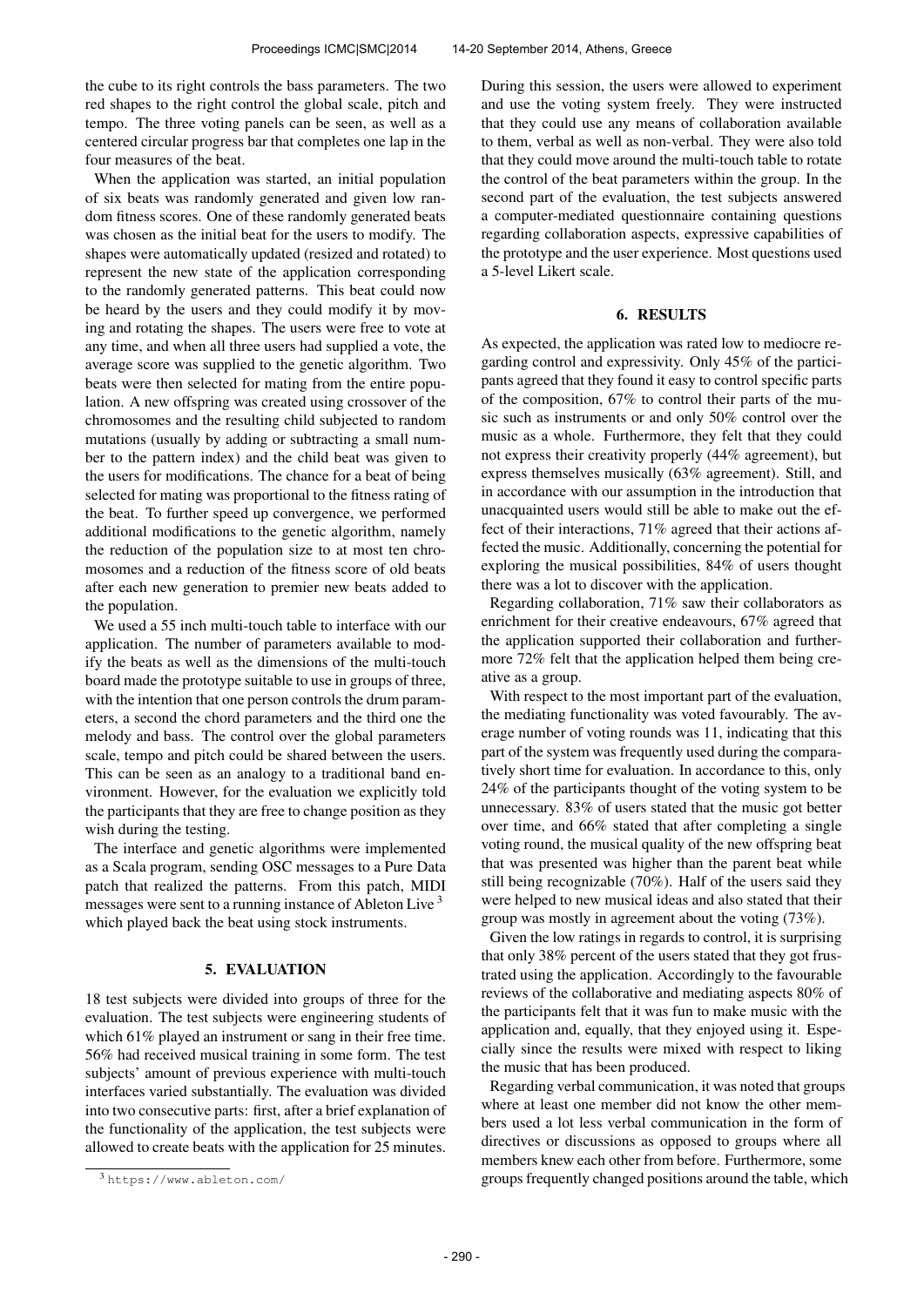the cube to its right controls the bass parameters. The two red shapes to the right control the global scale, pitch and tempo. The three voting panels can be seen, as well as a centered circular progress bar that completes one lap in the four measures of the beat.

When the application was started, an initial population of six beats was randomly generated and given low random fitness scores. One of these randomly generated beats was chosen as the initial beat for the users to modify. The shapes were automatically updated (resized and rotated) to represent the new state of the application corresponding to the randomly generated patterns. This beat could now be heard by the users and they could modify it by moving and rotating the shapes. The users were free to vote at any time, and when all three users had supplied a vote, the average score was supplied to the genetic algorithm. Two beats were then selected for mating from the entire population. A new offspring was created using crossover of the chromosomes and the resulting child subjected to random mutations (usually by adding or subtracting a small number to the pattern index) and the child beat was given to the users for modifications. The chance for a beat of being selected for mating was proportional to the fitness rating of the beat. To further speed up convergence, we performed additional modifications to the genetic algorithm, namely the reduction of the population size to at most ten chromosomes and a reduction of the fitness score of old beats after each new generation to premier new beats added to the population.

We used a 55 inch multi-touch table to interface with our application. The number of parameters available to modify the beats as well as the dimensions of the multi-touch board made the prototype suitable to use in groups of three, with the intention that one person controls the drum parameters, a second the chord parameters and the third one the melody and bass. The control over the global parameters scale, tempo and pitch could be shared between the users. This can be seen as an analogy to a traditional band environment. However, for the evaluation we explicitly told the participants that they are free to change position as they wish during the testing.

The interface and genetic algorithms were implemented as a Scala program, sending OSC messages to a Pure Data patch that realized the patterns. From this patch, MIDI messages were sent to a running instance of Ableton Live [3] which played back the beat using stock instruments.

## 5. EVALUATION

18 test subjects were divided into groups of three for the evaluation. The test subjects were engineering students of which 61% played an instrument or sang in their free time. 56% had received musical training in some form. The test subjects' amount of previous experience with multi-touch interfaces varied substantially. The evaluation was divided into two consecutive parts: first, after a brief explanation of the functionality of the application, the test subjects were allowed to create beats with the application for 25 minutes.

[3] https://www.ableton.com/

During this session, the users were allowed to experiment and use the voting system freely. They were instructed that they could use any means of collaboration available to them, verbal as well as non-verbal. They were also told that they could move around the multi-touch table to rotate the control of the beat parameters within the group. In the second part of the evaluation, the test subjects answered a computer-mediated questionnaire containing questions regarding collaboration aspects, expressive capabilities of the prototype and the user experience. Most questions used a 5-level Likert scale.

## 6. RESULTS

As expected, the application was rated low to mediocre regarding control and expressivity. Only 45% of the participants agreed that they found it easy to control specific parts of the composition, 67% to control their parts of the music such as instruments or and only 50% control over the music as a whole. Furthermore, they felt that they could not express their creativity properly (44% agreement), but express themselves musically (63% agreement). Still, and in accordance with our assumption in the introduction that unacquainted users would still be able to make out the effect of their interactions, 71% agreed that their actions affected the music. Additionally, concerning the potential for exploring the musical possibilities, 84% of users thought there was a lot to discover with the application.

Regarding collaboration, 71% saw their collaborators as enrichment for their creative endeavours, 67% agreed that the application supported their collaboration and furthermore 72% felt that the application helped them being creative as a group.

With respect to the most important part of the evaluation, the mediating functionality was voted favourably. The average number of voting rounds was 11, indicating that this part of the system was frequently used during the comparatively short time for evaluation. In accordance to this, only 24% of the participants thought of the voting system to be unnecessary. 83% of users stated that the music got better over time, and 66% stated that after completing a single voting round, the musical quality of the new offspring beat that was presented was higher than the parent beat while still being recognizable (70%). Half of the users said they were helped to new musical ideas and also stated that their group was mostly in agreement about the voting (73%).

Given the low ratings in regards to control, it is surprising that only 38% percent of the users stated that they got frustrated using the application. Accordingly to the favourable reviews of the collaborative and mediating aspects 80% of the participants felt that it was fun to make music with the application and, equally, that they enjoyed using it. Especially since the results were mixed with respect to liking the music that has been produced.

Regarding verbal communication, it was noted that groups where at least one member did not know the other members used a lot less verbal communication in the form of directives or discussions as opposed to groups where all members knew each other from before. Furthermore, some groups frequently changed positions around the table, which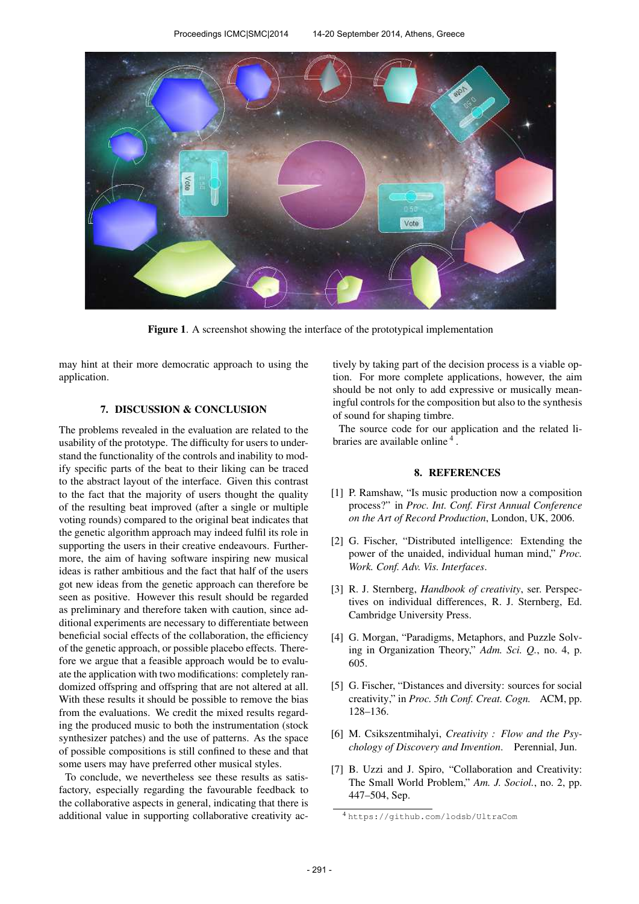Figure 1. A screenshot showing the interface of the prototypical implementation

may hint at their more democratic approach to using the application.

## 7. DISCUSSION & CONCLUSION

The problems revealed in the evaluation are related to the usability of the prototype. The difficulty for users to understand the functionality of the controls and inability to modify specific parts of the beat to their liking can be traced to the abstract layout of the interface. Given this contrast to the fact that the majority of users thought the quality of the resulting beat improved (after a single or multiple voting rounds) compared to the original beat indicates that the genetic algorithm approach may indeed fulfil its role in supporting the users in their creative endeavours. Furthermore, the aim of having software inspiring new musical ideas is rather ambitious and the fact that half of the users got new ideas from the genetic approach can therefore be seen as positive. However this result should be regarded as preliminary and therefore taken with caution, since additional experiments are necessary to differentiate between beneficial social effects of the collaboration, the efficiency of the genetic approach, or possible placebo effects. Therefore we argue that a feasible approach would be to evaluate the application with two modifications: completely randomized offspring and offspring that are not altered at all. With these results it should be possible to remove the bias from the evaluations. We credit the mixed results regarding the produced music to both the instrumentation (stock synthesizer patches) and the use of patterns. As the space of possible compositions is still confined to these and that some users may have preferred other musical styles.

To conclude, we nevertheless see these results as satisfactory, especially regarding the favourable feedback to the collaborative aspects in general, indicating that there is additional value in supporting collaborative creativity actively by taking part of the decision process is a viable option. For more complete applications, however, the aim should be not only to add expressive or musically meaningful controls for the composition but also to the synthesis of sound for shaping timbre.

The source code for our application and the related libraries are available online [4].

## 8. REFERENCES

[1] P. Ramshaw, "Is music production now a composition process?" in *Proc. Int. Conf. First Annual Conference on the Art of Record Production*, London, UK, 2006.

[2] G. Fischer, "Distributed intelligence: Extending the power of the unaided, individual human mind," *Proc. Work. Conf. Adv. Vis. Interfaces*.

[3] R. J. Sternberg, *Handbook of creativity*, ser. Perspectives on individual differences, R. J. Sternberg, Ed. Cambridge University Press.

[4] G. Morgan, "Paradigms, Metaphors, and Puzzle Solving in Organization Theory," *Adm. Sci. Q.*, no. 4, p. 605.

[5] G. Fischer, "Distances and diversity: sources for social creativity," in *Proc. 5th Conf. Creat. Cogn.* ACM, pp. 128–136.

[6] M. Csikszentmihalyi, *Creativity : Flow and the Psychology of Discovery and Invention*. Perennial, Jun.

[7] B. Uzzi and J. Spiro, "Collaboration and Creativity: The Small World Problem," *Am. J. Sociol.*, no. 2, pp. 447–504, Sep.

[4] https://github.com/lodsb/UltraCom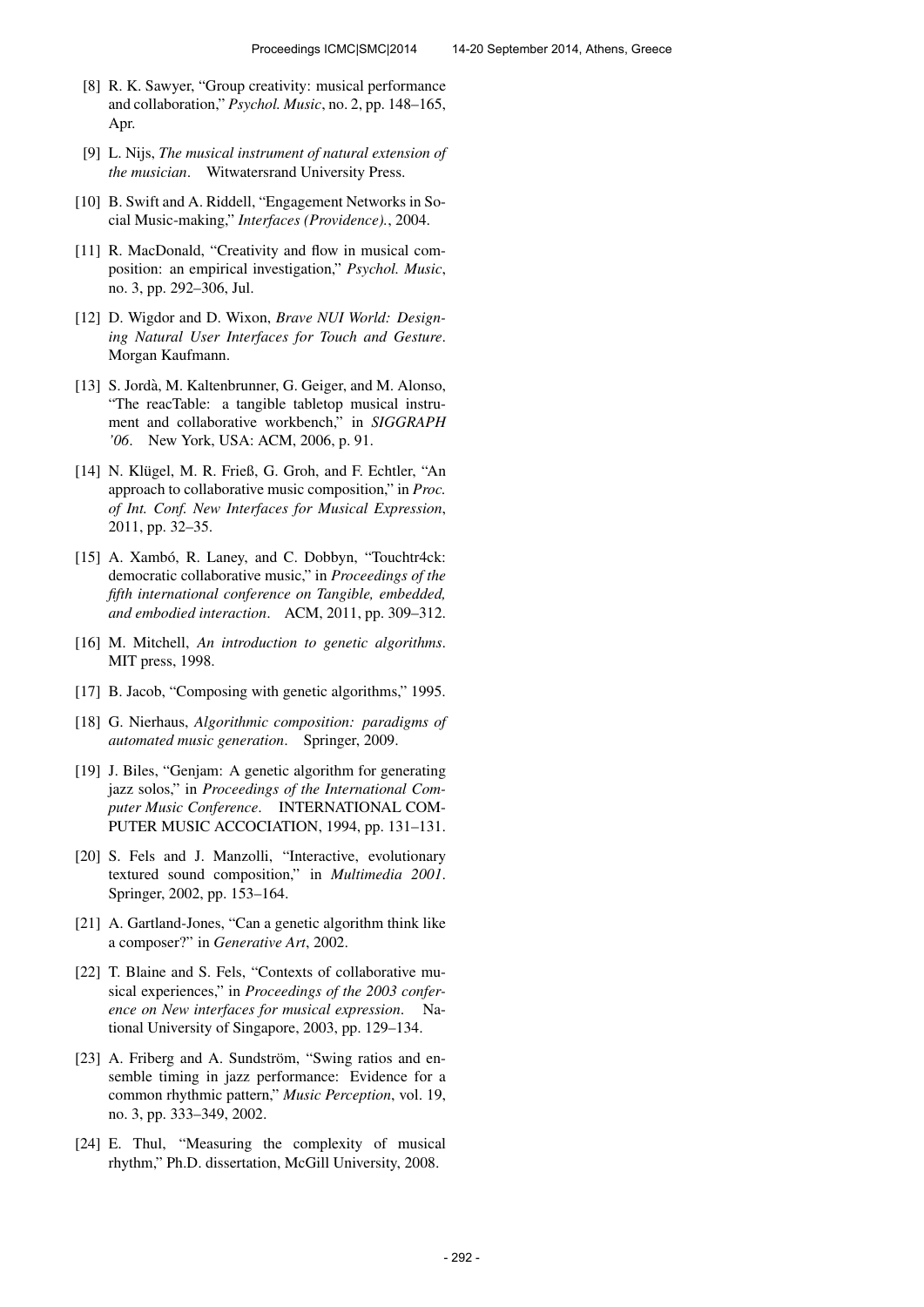[8] R. K. Sawyer, "Group creativity: musical performance and collaboration," *Psychol. Music*, no. 2, pp. 148–165, Apr.

[9] L. Nijs, *The musical instrument of natural extension of the musician*. Witwatersrand University Press.

[10] B. Swift and A. Riddell, "Engagement Networks in Social Music-making," *Interfaces (Providence).*, 2004.

[11] R. MacDonald, "Creativity and flow in musical composition: an empirical investigation," *Psychol. Music*, no. 3, pp. 292–306, Jul.

[12] D. Wigdor and D. Wixon, *Brave NUI World: Designing Natural User Interfaces for Touch and Gesture*. Morgan Kaufmann.

[13] S. Jordà, M. Kaltenbrunner, G. Geiger, and M. Alonso, "The reacTable: a tangible tabletop musical instrument and collaborative workbench," in *SIGGRAPH '06*. New York, USA: ACM, 2006, p. 91.

[14] N. Klügel, M. R. Frieß, G. Groh, and F. Echtler, "An approach to collaborative music composition," in *Proc. of Int. Conf. New Interfaces for Musical Expression*, 2011, pp. 32–35.

[15] A. Xambó, R. Laney, and C. Dobbyn, "Touchtr4ck: democratic collaborative music," in *Proceedings of the fifth international conference on Tangible, embedded, and embodied interaction*. ACM, 2011, pp. 309–312.

[16] M. Mitchell, *An introduction to genetic algorithms*. MIT press, 1998.

[17] B. Jacob, "Composing with genetic algorithms," 1995.

[18] G. Nierhaus, *Algorithmic composition: paradigms of automated music generation*. Springer, 2009.

[19] J. Biles, "Genjam: A genetic algorithm for generating jazz solos," in *Proceedings of the International Computer Music Conference*. INTERNATIONAL COMPUTER MUSIC ACCOCIATION, 1994, pp. 131–131.

[20] S. Fels and J. Manzolli, "Interactive, evolutionary textured sound composition," in *Multimedia 2001*. Springer, 2002, pp. 153–164.

[21] A. Gartland-Jones, "Can a genetic algorithm think like a composer?" in *Generative Art*, 2002.

[22] T. Blaine and S. Fels, "Contexts of collaborative musical experiences," in *Proceedings of the 2003 conference on New interfaces for musical expression*. National University of Singapore, 2003, pp. 129–134.

[23] A. Friberg and A. Sundström, "Swing ratios and ensemble timing in jazz performance: Evidence for a common rhythmic pattern," *Music Perception*, vol. 19, no. 3, pp. 333–349, 2002.

[24] E. Thul, "Measuring the complexity of musical rhythm," Ph.D. dissertation, McGill University, 2008.